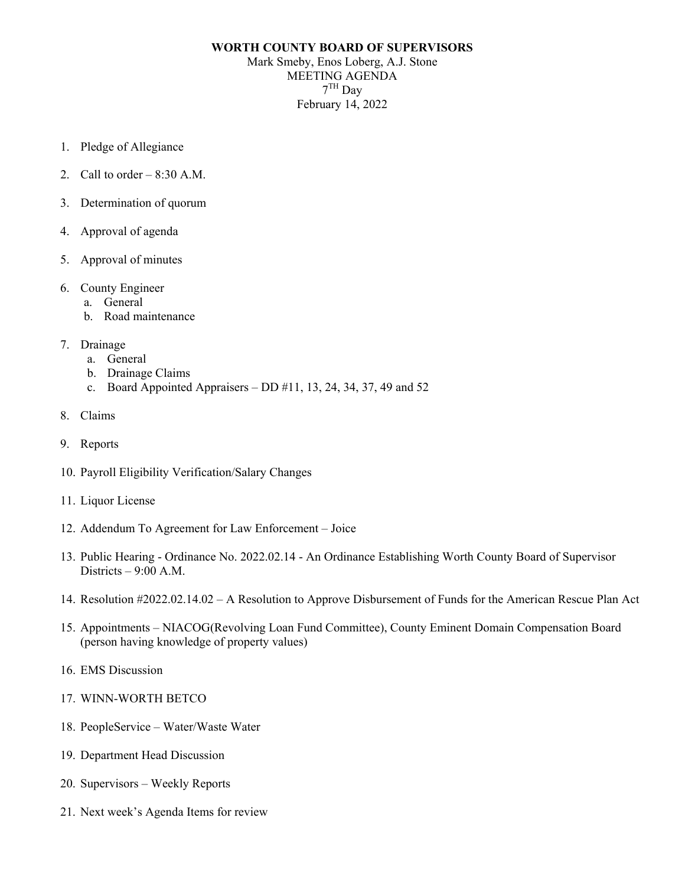**WORTH COUNTY BOARD OF SUPERVISORS**

Mark Smeby, Enos Loberg, A.J. Stone

MEETING AGENDA

7TH Day

February 14, 2022

1. Pledge of Allegiance
2. Call to order – 8:30 A.M.
3. Determination of quorum
4. Approval of agenda
5. Approval of minutes
6. County Engineer
   a. General
   b. Road maintenance
7. Drainage
   a. General
   b. Drainage Claims
   c. Board Appointed Appraisers – DD #11, 13, 24, 34, 37, 49 and 52
8. Claims
9. Reports
10. Payroll Eligibility Verification/Salary Changes
11. Liquor License
12. Addendum To Agreement for Law Enforcement – Joice
13. Public Hearing - Ordinance No. 2022.02.14 - An Ordinance Establishing Worth County Board of Supervisor Districts – 9:00 A.M.
14. Resolution #2022.02.14.02 – A Resolution to Approve Disbursement of Funds for the American Rescue Plan Act
15. Appointments – NIACOG(Revolving Loan Fund Committee), County Eminent Domain Compensation Board (person having knowledge of property values)
16. EMS Discussion
17. WINN-WORTH BETCO
18. PeopleService – Water/Waste Water
19. Department Head Discussion
20. Supervisors – Weekly Reports
21. Next week's Agenda Items for review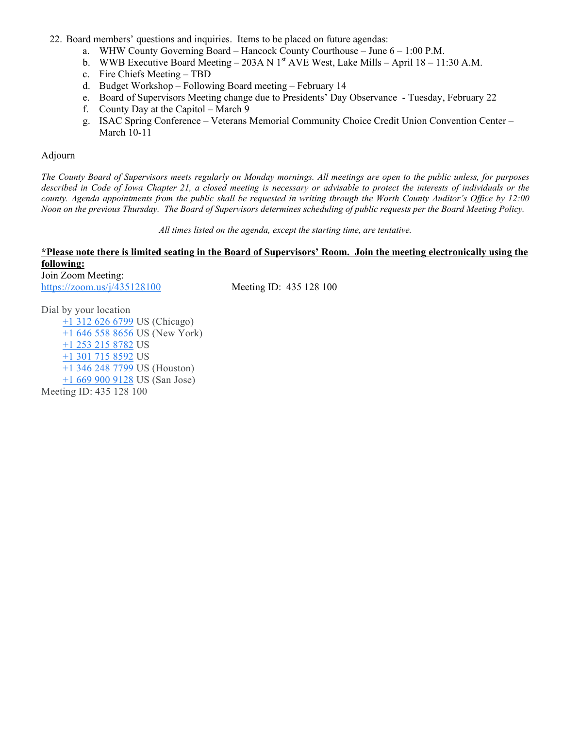22. Board members' questions and inquiries. Items to be placed on future agendas:
    a. WHW County Governing Board – Hancock County Courthouse – June 6 – 1:00 P.M.
    b. WWB Executive Board Meeting – 203A N 1st AVE West, Lake Mills – April 18 – 11:30 A.M.
    c. Fire Chiefs Meeting – TBD
    d. Budget Workshop – Following Board meeting – February 14
    e. Board of Supervisors Meeting change due to Presidents' Day Observance - Tuesday, February 22
    f. County Day at the Capitol – March 9
    g. ISAC Spring Conference – Veterans Memorial Community Choice Credit Union Convention Center – March 10-11

Adjourn

*The County Board of Supervisors meets regularly on Monday mornings. All meetings are open to the public unless, for purposes described in Code of Iowa Chapter 21, a closed meeting is necessary or advisable to protect the interests of individuals or the county. Agenda appointments from the public shall be requested in writing through the Worth County Auditor's Office by 12:00 Noon on the previous Thursday. The Board of Supervisors determines scheduling of public requests per the Board Meeting Policy.*

*All times listed on the agenda, except the starting time, are tentative.*

**\*Please note there is limited seating in the Board of Supervisors' Room. Join the meeting electronically using the following:**

Join Zoom Meeting:
https://zoom.us/j/435128100 Meeting ID: 435 128 100

Dial by your location
+1 312 626 6799 US (Chicago)
+1 646 558 8656 US (New York)
+1 253 215 8782 US
+1 301 715 8592 US
+1 346 248 7799 US (Houston)
+1 669 900 9128 US (San Jose)
Meeting ID: 435 128 100